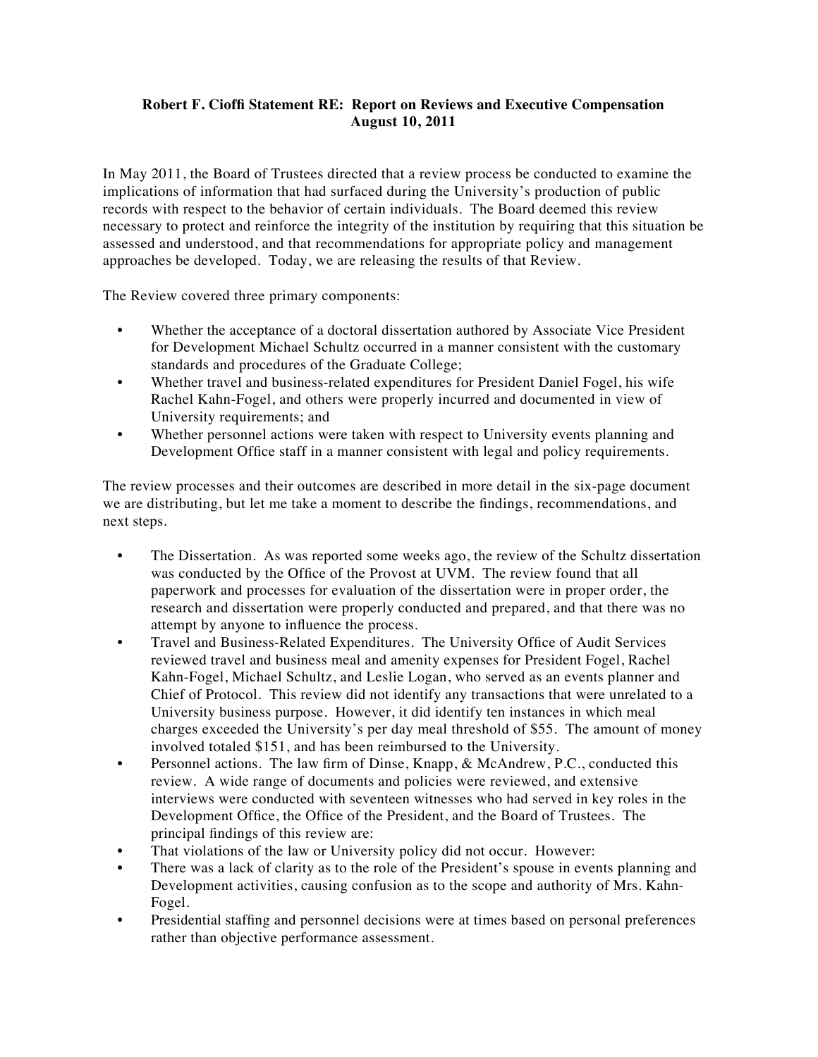**Robert F. Cioffi Statement RE: Report on Reviews and Executive Compensation**
**August 10, 2011**

In May 2011, the Board of Trustees directed that a review process be conducted to examine the implications of information that had surfaced during the University's production of public records with respect to the behavior of certain individuals. The Board deemed this review necessary to protect and reinforce the integrity of the institution by requiring that this situation be assessed and understood, and that recommendations for appropriate policy and management approaches be developed. Today, we are releasing the results of that Review.

The Review covered three primary components:

- Whether the acceptance of a doctoral dissertation authored by Associate Vice President for Development Michael Schultz occurred in a manner consistent with the customary standards and procedures of the Graduate College;
- Whether travel and business-related expenditures for President Daniel Fogel, his wife Rachel Kahn-Fogel, and others were properly incurred and documented in view of University requirements; and
- Whether personnel actions were taken with respect to University events planning and Development Office staff in a manner consistent with legal and policy requirements.

The review processes and their outcomes are described in more detail in the six-page document we are distributing, but let me take a moment to describe the findings, recommendations, and next steps.

- The Dissertation. As was reported some weeks ago, the review of the Schultz dissertation was conducted by the Office of the Provost at UVM. The review found that all paperwork and processes for evaluation of the dissertation were in proper order, the research and dissertation were properly conducted and prepared, and that there was no attempt by anyone to influence the process.
- Travel and Business-Related Expenditures. The University Office of Audit Services reviewed travel and business meal and amenity expenses for President Fogel, Rachel Kahn-Fogel, Michael Schultz, and Leslie Logan, who served as an events planner and Chief of Protocol. This review did not identify any transactions that were unrelated to a University business purpose. However, it did identify ten instances in which meal charges exceeded the University's per day meal threshold of $55. The amount of money involved totaled $151, and has been reimbursed to the University.
- Personnel actions. The law firm of Dinse, Knapp, & McAndrew, P.C., conducted this review. A wide range of documents and policies were reviewed, and extensive interviews were conducted with seventeen witnesses who had served in key roles in the Development Office, the Office of the President, and the Board of Trustees. The principal findings of this review are:
- That violations of the law or University policy did not occur. However:
- There was a lack of clarity as to the role of the President's spouse in events planning and Development activities, causing confusion as to the scope and authority of Mrs. Kahn-Fogel.
- Presidential staffing and personnel decisions were at times based on personal preferences rather than objective performance assessment.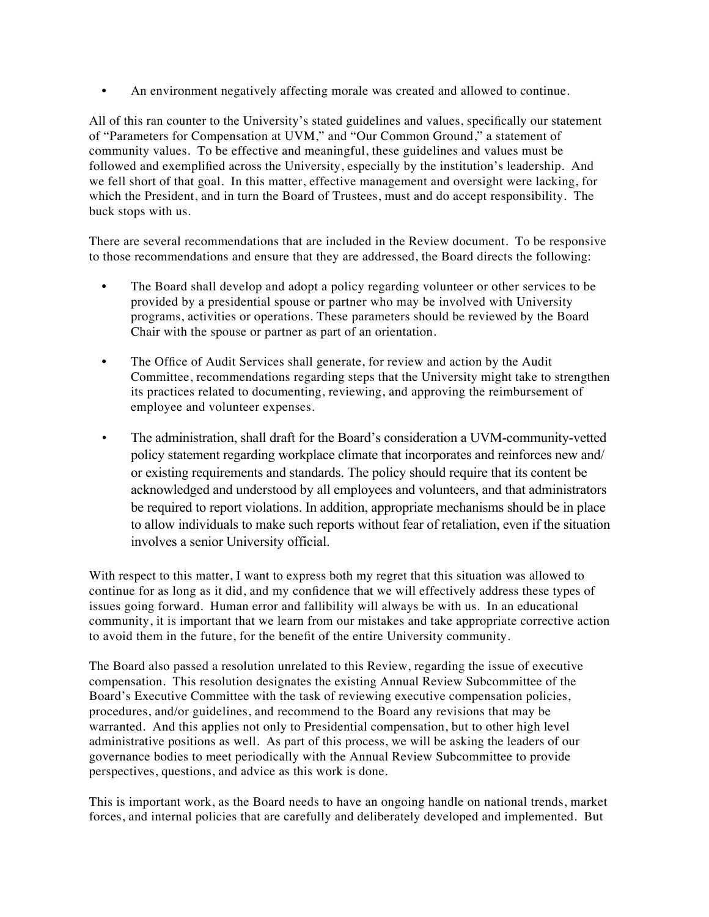- An environment negatively affecting morale was created and allowed to continue.

All of this ran counter to the University's stated guidelines and values, specifically our statement of "Parameters for Compensation at UVM," and "Our Common Ground," a statement of community values. To be effective and meaningful, these guidelines and values must be followed and exemplified across the University, especially by the institution's leadership. And we fell short of that goal. In this matter, effective management and oversight were lacking, for which the President, and in turn the Board of Trustees, must and do accept responsibility. The buck stops with us.

There are several recommendations that are included in the Review document. To be responsive to those recommendations and ensure that they are addressed, the Board directs the following:

- The Board shall develop and adopt a policy regarding volunteer or other services to be provided by a presidential spouse or partner who may be involved with University programs, activities or operations. These parameters should be reviewed by the Board Chair with the spouse or partner as part of an orientation.

- The Office of Audit Services shall generate, for review and action by the Audit Committee, recommendations regarding steps that the University might take to strengthen its practices related to documenting, reviewing, and approving the reimbursement of employee and volunteer expenses.

- The administration, shall draft for the Board's consideration a UVM-community-vetted policy statement regarding workplace climate that incorporates and reinforces new and/or existing requirements and standards. The policy should require that its content be acknowledged and understood by all employees and volunteers, and that administrators be required to report violations. In addition, appropriate mechanisms should be in place to allow individuals to make such reports without fear of retaliation, even if the situation involves a senior University official.

With respect to this matter, I want to express both my regret that this situation was allowed to continue for as long as it did, and my confidence that we will effectively address these types of issues going forward. Human error and fallibility will always be with us. In an educational community, it is important that we learn from our mistakes and take appropriate corrective action to avoid them in the future, for the benefit of the entire University community.

The Board also passed a resolution unrelated to this Review, regarding the issue of executive compensation. This resolution designates the existing Annual Review Subcommittee of the Board's Executive Committee with the task of reviewing executive compensation policies, procedures, and/or guidelines, and recommend to the Board any revisions that may be warranted. And this applies not only to Presidential compensation, but to other high level administrative positions as well. As part of this process, we will be asking the leaders of our governance bodies to meet periodically with the Annual Review Subcommittee to provide perspectives, questions, and advice as this work is done.

This is important work, as the Board needs to have an ongoing handle on national trends, market forces, and internal policies that are carefully and deliberately developed and implemented. But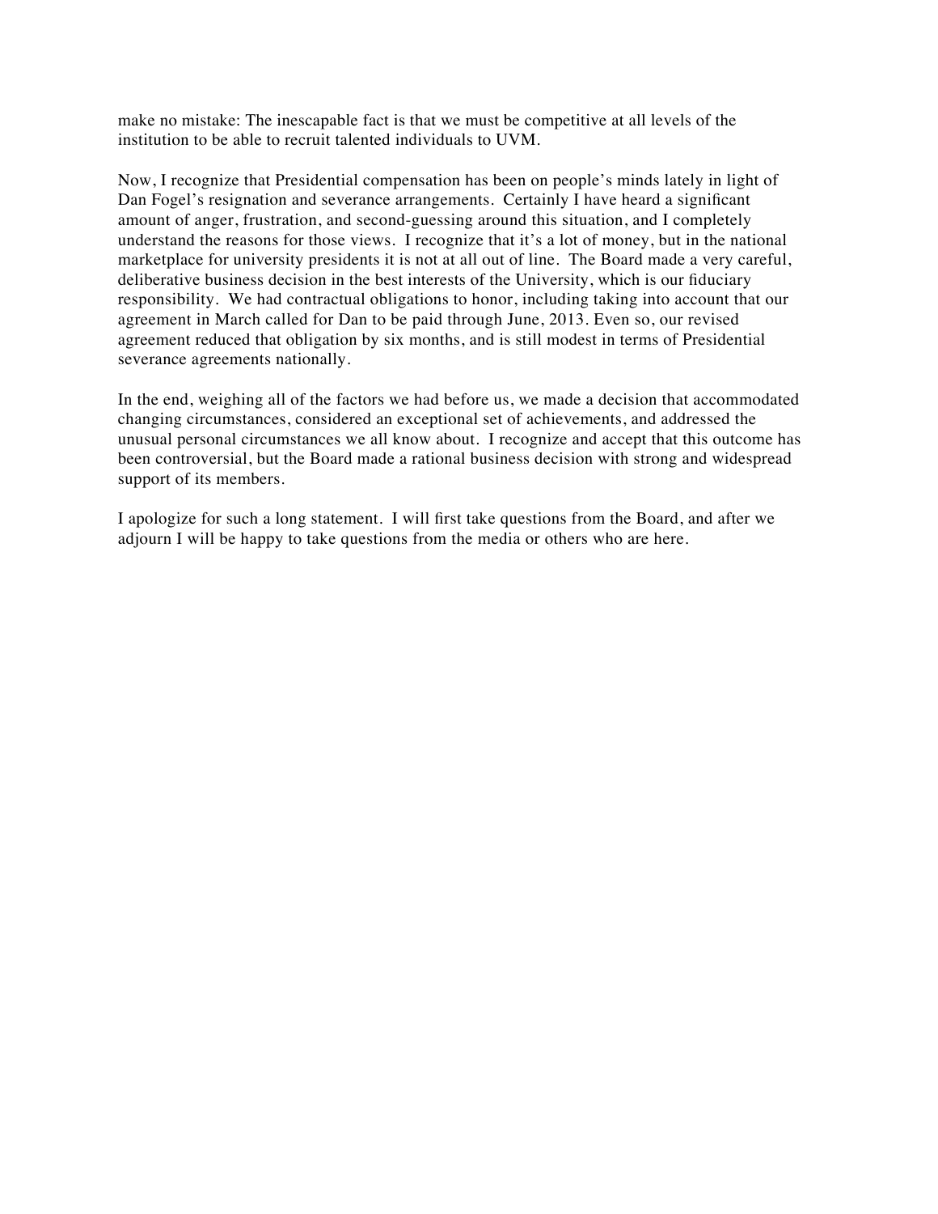make no mistake: The inescapable fact is that we must be competitive at all levels of the institution to be able to recruit talented individuals to UVM.

Now, I recognize that Presidential compensation has been on people's minds lately in light of Dan Fogel's resignation and severance arrangements. Certainly I have heard a significant amount of anger, frustration, and second-guessing around this situation, and I completely understand the reasons for those views. I recognize that it's a lot of money, but in the national marketplace for university presidents it is not at all out of line. The Board made a very careful, deliberative business decision in the best interests of the University, which is our fiduciary responsibility. We had contractual obligations to honor, including taking into account that our agreement in March called for Dan to be paid through June, 2013. Even so, our revised agreement reduced that obligation by six months, and is still modest in terms of Presidential severance agreements nationally.

In the end, weighing all of the factors we had before us, we made a decision that accommodated changing circumstances, considered an exceptional set of achievements, and addressed the unusual personal circumstances we all know about. I recognize and accept that this outcome has been controversial, but the Board made a rational business decision with strong and widespread support of its members.

I apologize for such a long statement. I will first take questions from the Board, and after we adjourn I will be happy to take questions from the media or others who are here.